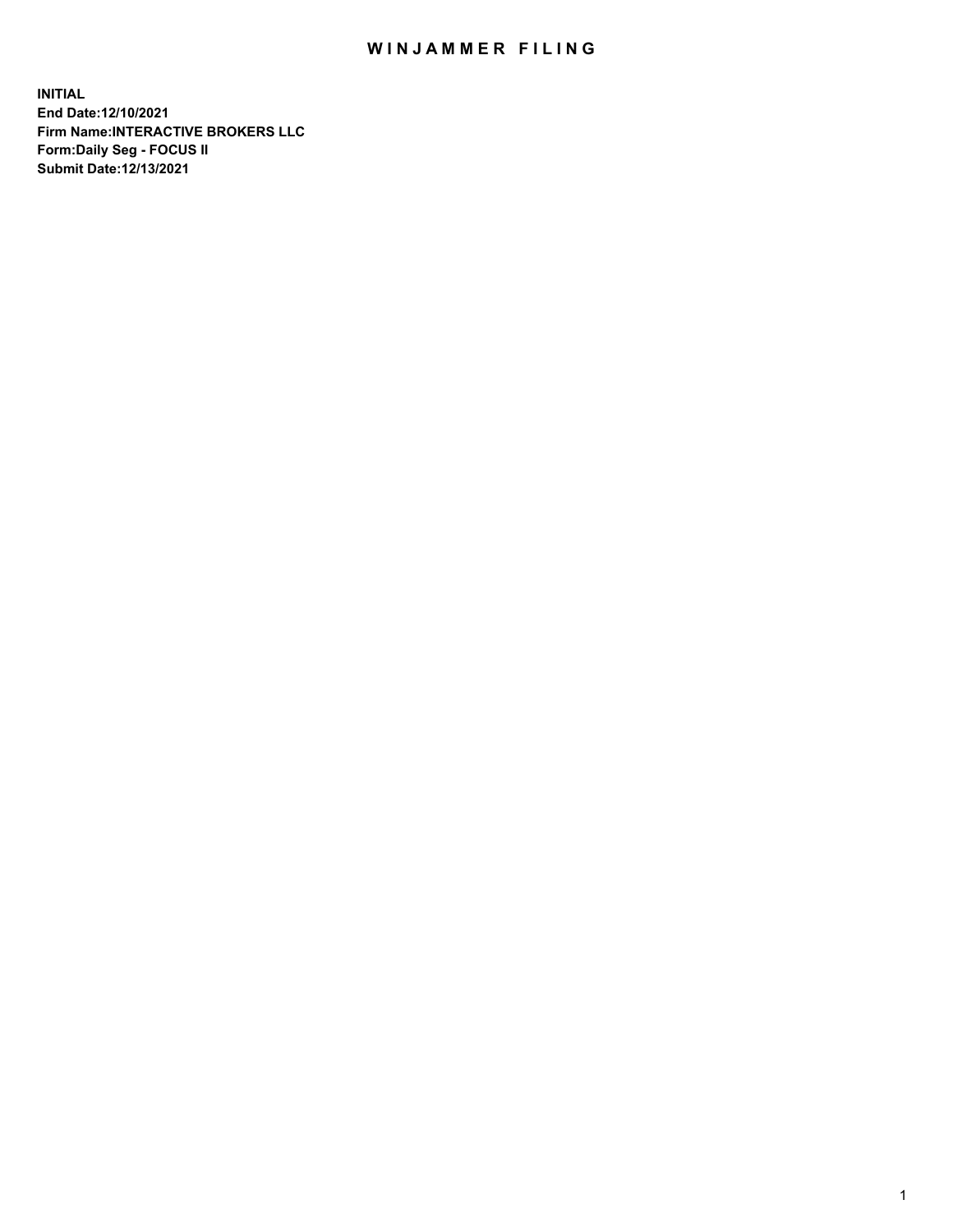# WINJAMMER FILING

**INITIAL**
**End Date:12/10/2021**
**Firm Name:INTERACTIVE BROKERS LLC**
**Form:Daily Seg - FOCUS II**
**Submit Date:12/13/2021**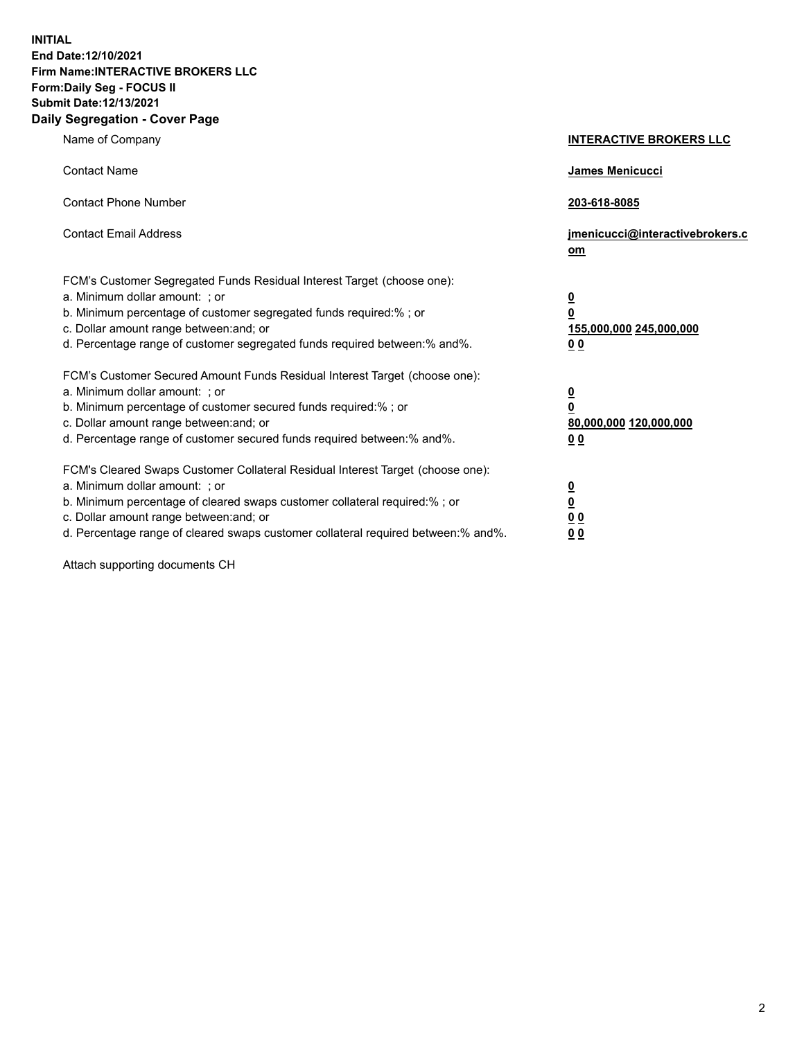**INITIAL**
**End Date:12/10/2021**
**Firm Name:INTERACTIVE BROKERS LLC**
**Form:Daily Seg - FOCUS II**
**Submit Date:12/13/2021**
**Daily Segregation - Cover Page**

| | |
|---|---|
| Name of Company | **INTERACTIVE BROKERS LLC** |
| Contact Name | **James Menicucci** |
| Contact Phone Number | **203-618-8085** |
| Contact Email Address | **jmenicucci@interactivebrokers.com** |
| FCM's Customer Segregated Funds Residual Interest Target (choose one): | |
| a. Minimum dollar amount: ; or | **0** |
| b. Minimum percentage of customer segregated funds required:% ; or | **0** |
| c. Dollar amount range between:and; or | **155,000,000 245,000,000** |
| d. Percentage range of customer segregated funds required between:% and%. | **0 0** |
| FCM's Customer Secured Amount Funds Residual Interest Target (choose one): | |
| a. Minimum dollar amount: ; or | **0** |
| b. Minimum percentage of customer secured funds required:% ; or | **0** |
| c. Dollar amount range between:and; or | **80,000,000 120,000,000** |
| d. Percentage range of customer secured funds required between:% and%. | **0 0** |
| FCM's Cleared Swaps Customer Collateral Residual Interest Target (choose one): | |
| a. Minimum dollar amount: ; or | **0** |
| b. Minimum percentage of cleared swaps customer collateral required:% ; or | **0** |
| c. Dollar amount range between:and; or | **0 0** |
| d. Percentage range of cleared swaps customer collateral required between:% and%. | **0 0** |

Attach supporting documents CH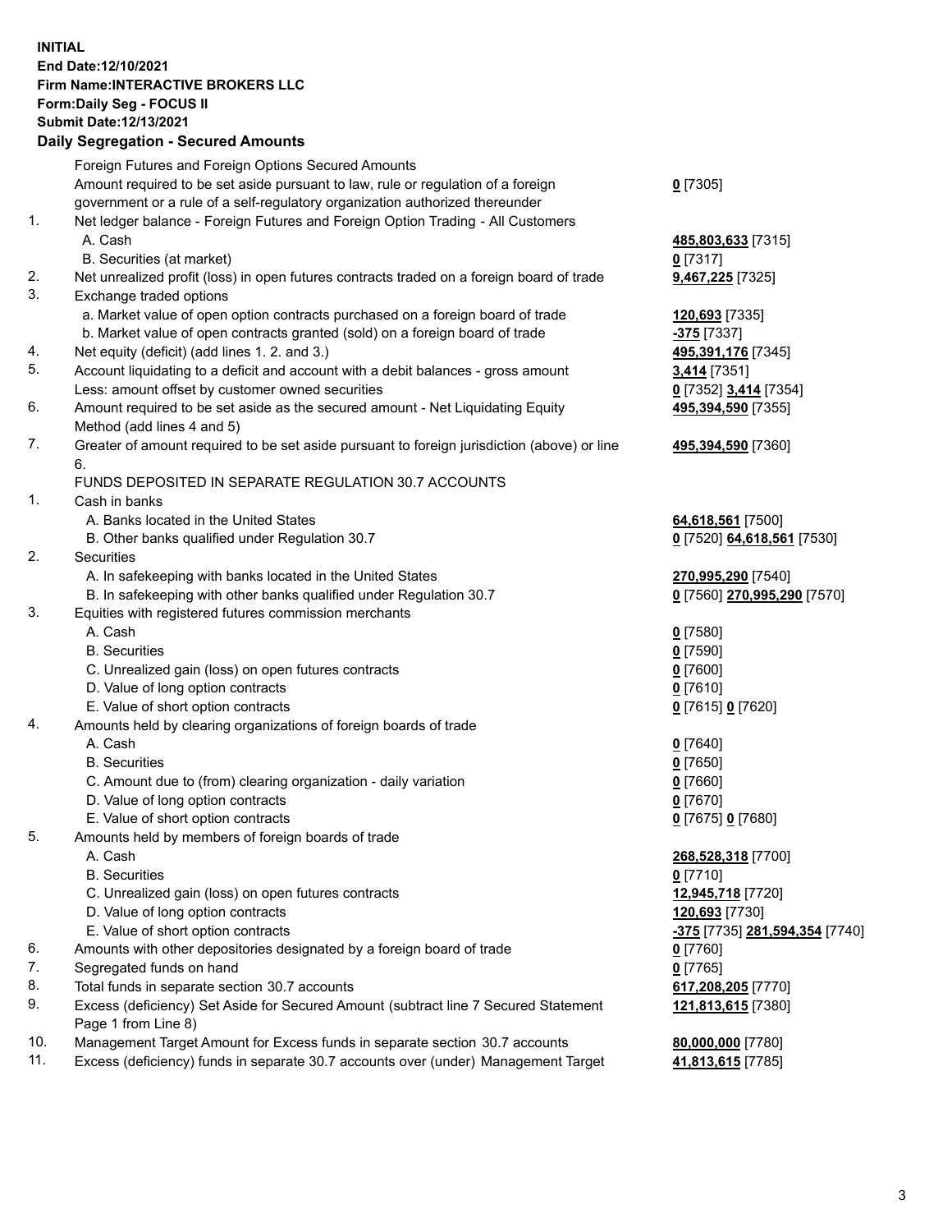**INITIAL**
**End Date:12/10/2021**
**Firm Name:INTERACTIVE BROKERS LLC**
**Form:Daily Seg - FOCUS II**
**Submit Date:12/13/2021**

### Daily Segregation - Secured Amounts

| | | |
|---|---|---|
| | Foreign Futures and Foreign Options Secured Amounts | |
| | Amount required to be set aside pursuant to law, rule or regulation of a foreign government or a rule of a self-regulatory organization authorized thereunder | **0** [7305] |
| 1. | Net ledger balance - Foreign Futures and Foreign Option Trading - All Customers | |
| | A. Cash | **485,803,633** [7315] |
| | B. Securities (at market) | **0** [7317] |
| 2. | Net unrealized profit (loss) in open futures contracts traded on a foreign board of trade | **9,467,225** [7325] |
| 3. | Exchange traded options | |
| | a. Market value of open option contracts purchased on a foreign board of trade | **120,693** [7335] |
| | b. Market value of open contracts granted (sold) on a foreign board of trade | **-375** [7337] |
| 4. | Net equity (deficit) (add lines 1. 2. and 3.) | **495,391,176** [7345] |
| 5. | Account liquidating to a deficit and account with a debit balances - gross amount | **3,414** [7351] |
| | Less: amount offset by customer owned securities | **0** [7352] **3,414** [7354] |
| 6. | Amount required to be set aside as the secured amount - Net Liquidating Equity Method (add lines 4 and 5) | **495,394,590** [7355] |
| 7. | Greater of amount required to be set aside pursuant to foreign jurisdiction (above) or line 6. | **495,394,590** [7360] |
| | FUNDS DEPOSITED IN SEPARATE REGULATION 30.7 ACCOUNTS | |
| 1. | Cash in banks | |
| | A. Banks located in the United States | **64,618,561** [7500] |
| | B. Other banks qualified under Regulation 30.7 | **0** [7520] **64,618,561** [7530] |
| 2. | Securities | |
| | A. In safekeeping with banks located in the United States | **270,995,290** [7540] |
| | B. In safekeeping with other banks qualified under Regulation 30.7 | **0** [7560] **270,995,290** [7570] |
| 3. | Equities with registered futures commission merchants | |
| | A. Cash | **0** [7580] |
| | B. Securities | **0** [7590] |
| | C. Unrealized gain (loss) on open futures contracts | **0** [7600] |
| | D. Value of long option contracts | **0** [7610] |
| | E. Value of short option contracts | **0** [7615] **0** [7620] |
| 4. | Amounts held by clearing organizations of foreign boards of trade | |
| | A. Cash | **0** [7640] |
| | B. Securities | **0** [7650] |
| | C. Amount due to (from) clearing organization - daily variation | **0** [7660] |
| | D. Value of long option contracts | **0** [7670] |
| | E. Value of short option contracts | **0** [7675] **0** [7680] |
| 5. | Amounts held by members of foreign boards of trade | |
| | A. Cash | **268,528,318** [7700] |
| | B. Securities | **0** [7710] |
| | C. Unrealized gain (loss) on open futures contracts | **12,945,718** [7720] |
| | D. Value of long option contracts | **120,693** [7730] |
| | E. Value of short option contracts | **-375** [7735] **281,594,354** [7740] |
| 6. | Amounts with other depositories designated by a foreign board of trade | **0** [7760] |
| 7. | Segregated funds on hand | **0** [7765] |
| 8. | Total funds in separate section 30.7 accounts | **617,208,205** [7770] |
| 9. | Excess (deficiency) Set Aside for Secured Amount (subtract line 7 Secured Statement Page 1 from Line 8) | **121,813,615** [7380] |
| 10. | Management Target Amount for Excess funds in separate section 30.7 accounts | **80,000,000** [7780] |
| 11. | Excess (deficiency) funds in separate 30.7 accounts over (under) Management Target | **41,813,615** [7785] |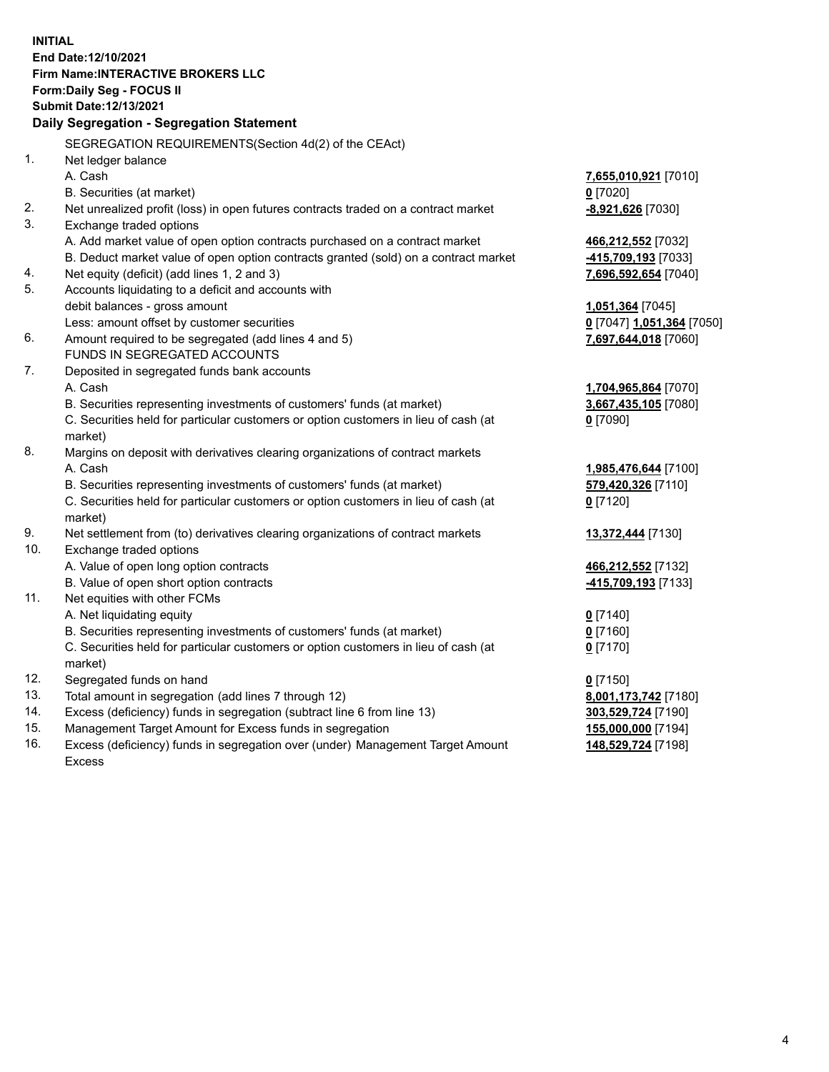**INITIAL**
**End Date:12/10/2021**
**Firm Name:INTERACTIVE BROKERS LLC**
**Form:Daily Seg - FOCUS II**
**Submit Date:12/13/2021**

**Daily Segregation - Segregation Statement**

SEGREGATION REQUIREMENTS(Section 4d(2) of the CEAct)

| | | |
|---|---|---|
| 1. | Net ledger balance | |
| | A. Cash | **7,655,010,921** [7010] |
| | B. Securities (at market) | **0** [7020] |
| 2. | Net unrealized profit (loss) in open futures contracts traded on a contract market | **-8,921,626** [7030] |
| 3. | Exchange traded options | |
| | A. Add market value of open option contracts purchased on a contract market | **466,212,552** [7032] |
| | B. Deduct market value of open option contracts granted (sold) on a contract market | **-415,709,193** [7033] |
| 4. | Net equity (deficit) (add lines 1, 2 and 3) | **7,696,592,654** [7040] |
| 5. | Accounts liquidating to a deficit and accounts with | |
| | debit balances - gross amount | **1,051,364** [7045] |
| | Less: amount offset by customer securities | **0** [7047] **1,051,364** [7050] |
| 6. | Amount required to be segregated (add lines 4 and 5) | **7,697,644,018** [7060] |
| | FUNDS IN SEGREGATED ACCOUNTS | |
| 7. | Deposited in segregated funds bank accounts | |
| | A. Cash | **1,704,965,864** [7070] |
| | B. Securities representing investments of customers' funds (at market) | **3,667,435,105** [7080] |
| | C. Securities held for particular customers or option customers in lieu of cash (at market) | **0** [7090] |
| 8. | Margins on deposit with derivatives clearing organizations of contract markets | |
| | A. Cash | **1,985,476,644** [7100] |
| | B. Securities representing investments of customers' funds (at market) | **579,420,326** [7110] |
| | C. Securities held for particular customers or option customers in lieu of cash (at market) | **0** [7120] |
| 9. | Net settlement from (to) derivatives clearing organizations of contract markets | **13,372,444** [7130] |
| 10. | Exchange traded options | |
| | A. Value of open long option contracts | **466,212,552** [7132] |
| | B. Value of open short option contracts | **-415,709,193** [7133] |
| 11. | Net equities with other FCMs | |
| | A. Net liquidating equity | **0** [7140] |
| | B. Securities representing investments of customers' funds (at market) | **0** [7160] |
| | C. Securities held for particular customers or option customers in lieu of cash (at market) | **0** [7170] |
| 12. | Segregated funds on hand | **0** [7150] |
| 13. | Total amount in segregation (add lines 7 through 12) | **8,001,173,742** [7180] |
| 14. | Excess (deficiency) funds in segregation (subtract line 6 from line 13) | **303,529,724** [7190] |
| 15. | Management Target Amount for Excess funds in segregation | **155,000,000** [7194] |
| 16. | Excess (deficiency) funds in segregation over (under) Management Target Amount Excess | **148,529,724** [7198] |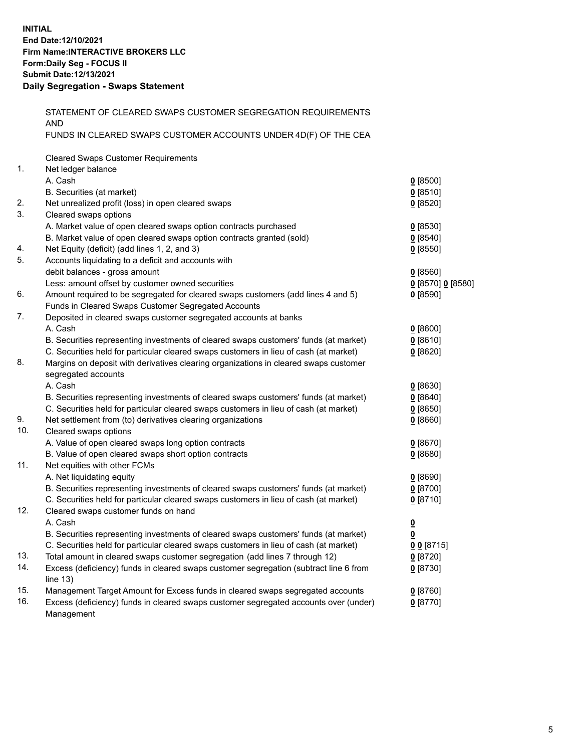**INITIAL**
**End Date:12/10/2021**
**Firm Name:INTERACTIVE BROKERS LLC**
**Form:Daily Seg - FOCUS II**
**Submit Date:12/13/2021**
**Daily Segregation - Swaps Statement**

STATEMENT OF CLEARED SWAPS CUSTOMER SEGREGATION REQUIREMENTS AND FUNDS IN CLEARED SWAPS CUSTOMER ACCOUNTS UNDER 4D(F) OF THE CEA

| | | |
|---|---|---|
| | Cleared Swaps Customer Requirements | |
| 1. | Net ledger balance | |
| | A. Cash | 0 [8500] |
| | B. Securities (at market) | 0 [8510] |
| 2. | Net unrealized profit (loss) in open cleared swaps | 0 [8520] |
| 3. | Cleared swaps options | |
| | A. Market value of open cleared swaps option contracts purchased | 0 [8530] |
| | B. Market value of open cleared swaps option contracts granted (sold) | 0 [8540] |
| 4. | Net Equity (deficit) (add lines 1, 2, and 3) | 0 [8550] |
| 5. | Accounts liquidating to a deficit and accounts with debit balances - gross amount | 0 [8560] |
| | Less: amount offset by customer owned securities | 0 [8570] 0 [8580] |
| 6. | Amount required to be segregated for cleared swaps customers (add lines 4 and 5) | 0 [8590] |
| | Funds in Cleared Swaps Customer Segregated Accounts | |
| 7. | Deposited in cleared swaps customer segregated accounts at banks | |
| | A. Cash | 0 [8600] |
| | B. Securities representing investments of cleared swaps customers' funds (at market) | 0 [8610] |
| | C. Securities held for particular cleared swaps customers in lieu of cash (at market) | 0 [8620] |
| 8. | Margins on deposit with derivatives clearing organizations in cleared swaps customer segregated accounts | |
| | A. Cash | 0 [8630] |
| | B. Securities representing investments of cleared swaps customers' funds (at market) | 0 [8640] |
| | C. Securities held for particular cleared swaps customers in lieu of cash (at market) | 0 [8650] |
| 9. | Net settlement from (to) derivatives clearing organizations | 0 [8660] |
| 10. | Cleared swaps options | |
| | A. Value of open cleared swaps long option contracts | 0 [8670] |
| | B. Value of open cleared swaps short option contracts | 0 [8680] |
| 11. | Net equities with other FCMs | |
| | A. Net liquidating equity | 0 [8690] |
| | B. Securities representing investments of cleared swaps customers' funds (at market) | 0 [8700] |
| | C. Securities held for particular cleared swaps customers in lieu of cash (at market) | 0 [8710] |
| 12. | Cleared swaps customer funds on hand | |
| | A. Cash | 0 |
| | B. Securities representing investments of cleared swaps customers' funds (at market) | 0 |
| | C. Securities held for particular cleared swaps customers in lieu of cash (at market) | 0 0 [8715] |
| 13. | Total amount in cleared swaps customer segregation (add lines 7 through 12) | 0 [8720] |
| 14. | Excess (deficiency) funds in cleared swaps customer segregation (subtract line 6 from line 13) | 0 [8730] |
| 15. | Management Target Amount for Excess funds in cleared swaps segregated accounts | 0 [8760] |
| 16. | Excess (deficiency) funds in cleared swaps customer segregated accounts over (under) Management | 0 [8770] |